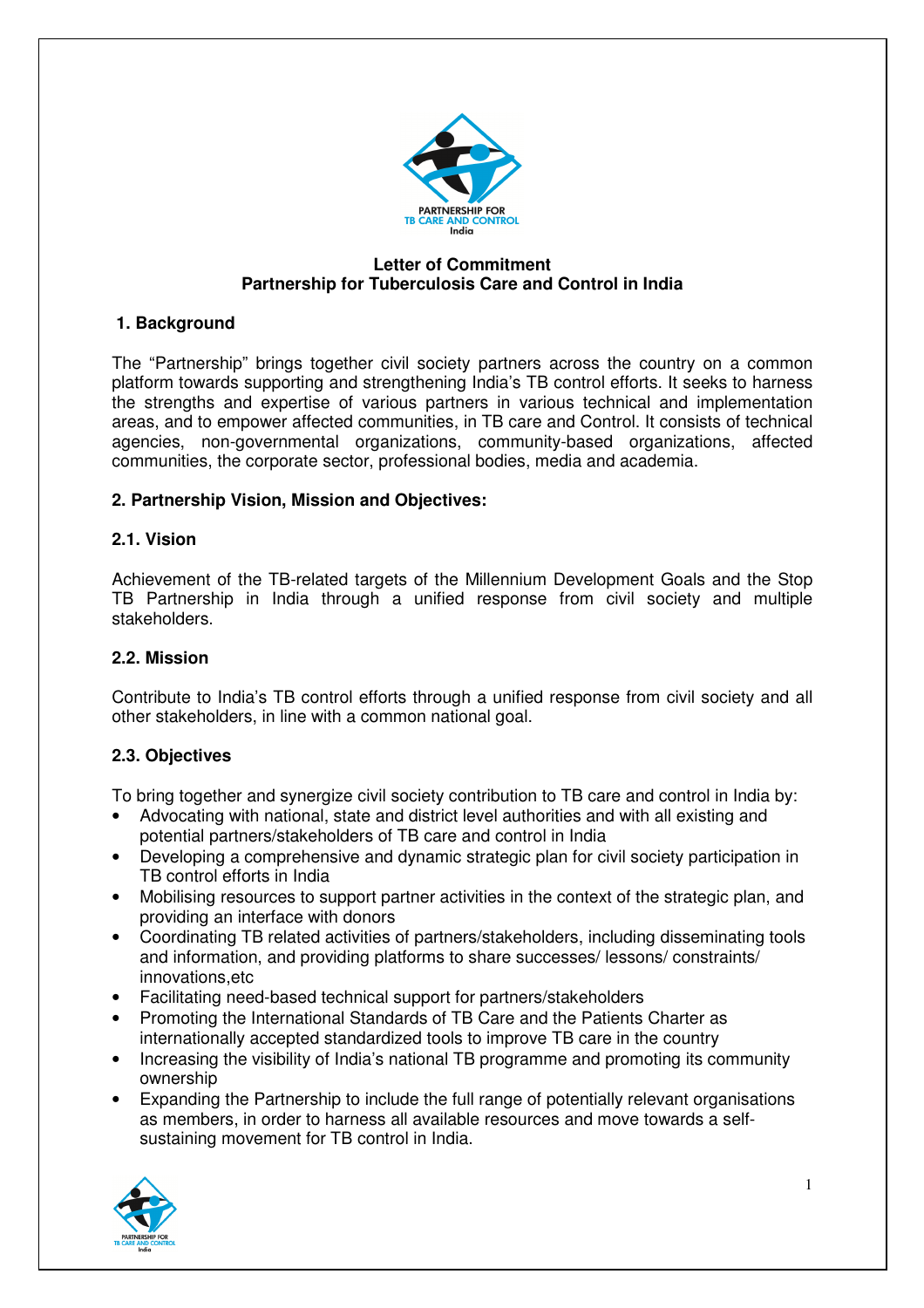# Letter of Commitment
## Partnership for Tuberculosis Care and Control in India

### 1. Background

The "Partnership" brings together civil society partners across the country on a common platform towards supporting and strengthening India's TB control efforts. It seeks to harness the strengths and expertise of various partners in various technical and implementation areas, and to empower affected communities, in TB care and Control. It consists of technical agencies, non-governmental organizations, community-based organizations, affected communities, the corporate sector, professional bodies, media and academia.

### 2. Partnership Vision, Mission and Objectives:

#### 2.1. Vision

Achievement of the TB-related targets of the Millennium Development Goals and the Stop TB Partnership in India through a unified response from civil society and multiple stakeholders.

#### 2.2. Mission

Contribute to India's TB control efforts through a unified response from civil society and all other stakeholders, in line with a common national goal.

#### 2.3. Objectives

To bring together and synergize civil society contribution to TB care and control in India by:

- Advocating with national, state and district level authorities and with all existing and potential partners/stakeholders of TB care and control in India
- Developing a comprehensive and dynamic strategic plan for civil society participation in TB control efforts in India
- Mobilising resources to support partner activities in the context of the strategic plan, and providing an interface with donors
- Coordinating TB related activities of partners/stakeholders, including disseminating tools and information, and providing platforms to share successes/ lessons/ constraints/ innovations,etc
- Facilitating need-based technical support for partners/stakeholders
- Promoting the International Standards of TB Care and the Patients Charter as internationally accepted standardized tools to improve TB care in the country
- Increasing the visibility of India's national TB programme and promoting its community ownership
- Expanding the Partnership to include the full range of potentially relevant organisations as members, in order to harness all available resources and move towards a self-sustaining movement for TB control in India.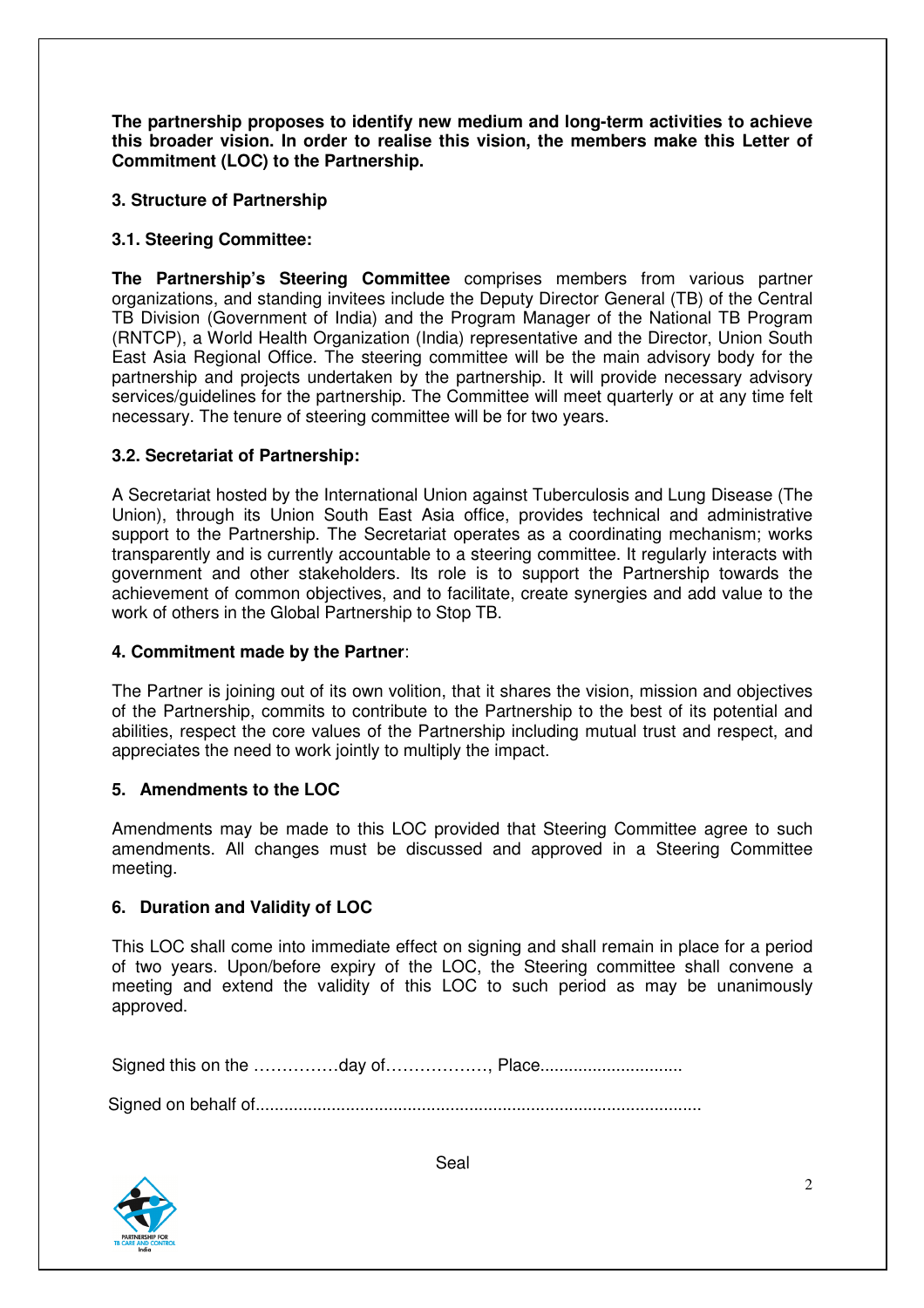**The partnership proposes to identify new medium and long-term activities to achieve this broader vision. In order to realise this vision, the members make this Letter of Commitment (LOC) to the Partnership.**

### 3. Structure of Partnership

#### 3.1. Steering Committee:

**The Partnership's Steering Committee** comprises members from various partner organizations, and standing invitees include the Deputy Director General (TB) of the Central TB Division (Government of India) and the Program Manager of the National TB Program (RNTCP), a World Health Organization (India) representative and the Director, Union South East Asia Regional Office. The steering committee will be the main advisory body for the partnership and projects undertaken by the partnership. It will provide necessary advisory services/guidelines for the partnership. The Committee will meet quarterly or at any time felt necessary. The tenure of steering committee will be for two years.

#### 3.2. Secretariat of Partnership:

A Secretariat hosted by the International Union against Tuberculosis and Lung Disease (The Union), through its Union South East Asia office, provides technical and administrative support to the Partnership. The Secretariat operates as a coordinating mechanism; works transparently and is currently accountable to a steering committee. It regularly interacts with government and other stakeholders. Its role is to support the Partnership towards the achievement of common objectives, and to facilitate, create synergies and add value to the work of others in the Global Partnership to Stop TB.

### 4. Commitment made by the Partner:

The Partner is joining out of its own volition, that it shares the vision, mission and objectives of the Partnership, commits to contribute to the Partnership to the best of its potential and abilities, respect the core values of the Partnership including mutual trust and respect, and appreciates the need to work jointly to multiply the impact.

### 5. Amendments to the LOC

Amendments may be made to this LOC provided that Steering Committee agree to such amendments. All changes must be discussed and approved in a Steering Committee meeting.

### 6. Duration and Validity of LOC

This LOC shall come into immediate effect on signing and shall remain in place for a period of two years. Upon/before expiry of the LOC, the Steering committee shall convene a meeting and extend the validity of this LOC to such period as may be unanimously approved.

Signed this on the ……………day of………………, Place..............................

Signed on behalf of.............................................................................................

Seal

PARTNERSHIP FOR TB CARE AND CONTROL India